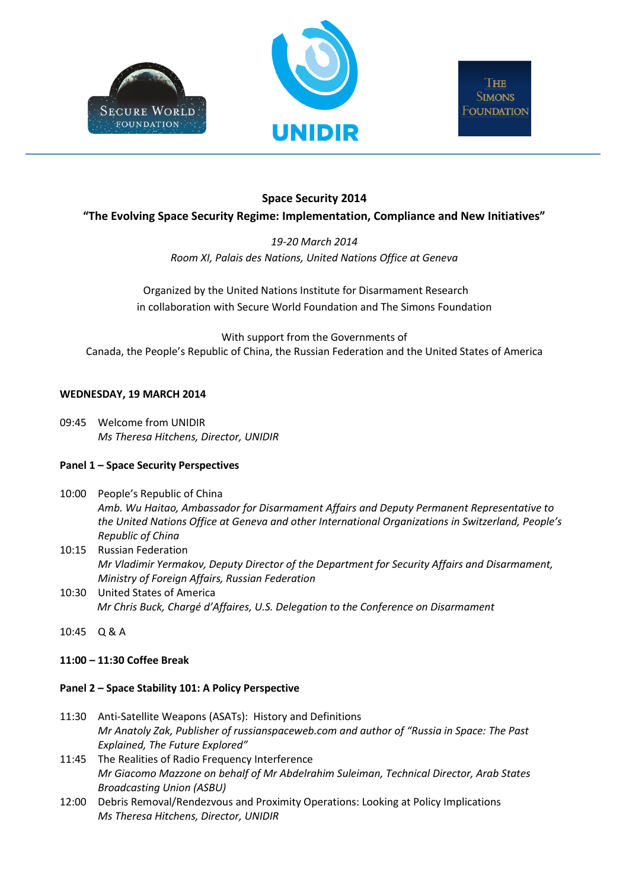# Space Security 2014

## "The Evolving Space Security Regime: Implementation, Compliance and New Initiatives"

*19-20 March 2014*
*Room XI, Palais des Nations, United Nations Office at Geneva*

Organized by the United Nations Institute for Disarmament Research
in collaboration with Secure World Foundation and The Simons Foundation

With support from the Governments of
Canada, the People's Republic of China, the Russian Federation and the United States of America

**WEDNESDAY, 19 MARCH 2014**

09:45 Welcome from UNIDIR
*Ms Theresa Hitchens, Director, UNIDIR*

**Panel 1 – Space Security Perspectives**

10:00 People's Republic of China
*Amb. Wu Haitao, Ambassador for Disarmament Affairs and Deputy Permanent Representative to the United Nations Office at Geneva and other International Organizations in Switzerland, People's Republic of China*

10:15 Russian Federation
*Mr Vladimir Yermakov, Deputy Director of the Department for Security Affairs and Disarmament, Ministry of Foreign Affairs, Russian Federation*

10:30 United States of America
*Mr Chris Buck, Chargé d'Affaires, U.S. Delegation to the Conference on Disarmament*

10:45 Q & A

**11:00 – 11:30 Coffee Break**

**Panel 2 – Space Stability 101: A Policy Perspective**

11:30 Anti-Satellite Weapons (ASATs): History and Definitions
*Mr Anatoly Zak, Publisher of russianspaceweb.com and author of "Russia in Space: The Past Explained, The Future Explored"*

11:45 The Realities of Radio Frequency Interference
*Mr Giacomo Mazzone on behalf of Mr Abdelrahim Suleiman, Technical Director, Arab States Broadcasting Union (ASBU)*

12:00 Debris Removal/Rendezvous and Proximity Operations: Looking at Policy Implications
*Ms Theresa Hitchens, Director, UNIDIR*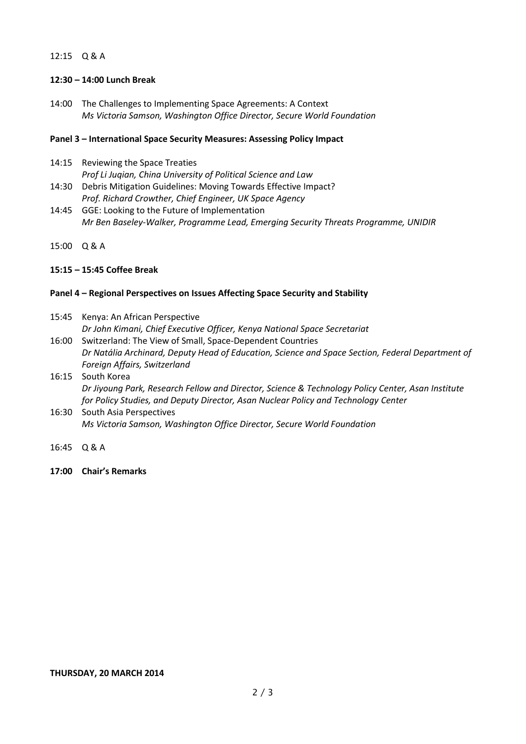12:15 Q & A

**12:30 – 14:00 Lunch Break**

14:00 The Challenges to Implementing Space Agreements: A Context
*Ms Victoria Samson, Washington Office Director, Secure World Foundation*

**Panel 3 – International Space Security Measures: Assessing Policy Impact**

14:15 Reviewing the Space Treaties
*Prof Li Juqian, China University of Political Science and Law*

14:30 Debris Mitigation Guidelines: Moving Towards Effective Impact?
*Prof. Richard Crowther, Chief Engineer, UK Space Agency*

14:45 GGE: Looking to the Future of Implementation
*Mr Ben Baseley-Walker, Programme Lead, Emerging Security Threats Programme, UNIDIR*

15:00 Q & A

**15:15 – 15:45 Coffee Break**

**Panel 4 – Regional Perspectives on Issues Affecting Space Security and Stability**

15:45 Kenya: An African Perspective
*Dr John Kimani, Chief Executive Officer, Kenya National Space Secretariat*

16:00 Switzerland: The View of Small, Space-Dependent Countries
*Dr Natália Archinard, Deputy Head of Education, Science and Space Section, Federal Department of Foreign Affairs, Switzerland*

16:15 South Korea
*Dr Jiyoung Park, Research Fellow and Director, Science & Technology Policy Center, Asan Institute for Policy Studies, and Deputy Director, Asan Nuclear Policy and Technology Center*

16:30 South Asia Perspectives
*Ms Victoria Samson, Washington Office Director, Secure World Foundation*

16:45 Q & A

**17:00 Chair's Remarks**

**THURSDAY, 20 MARCH 2014**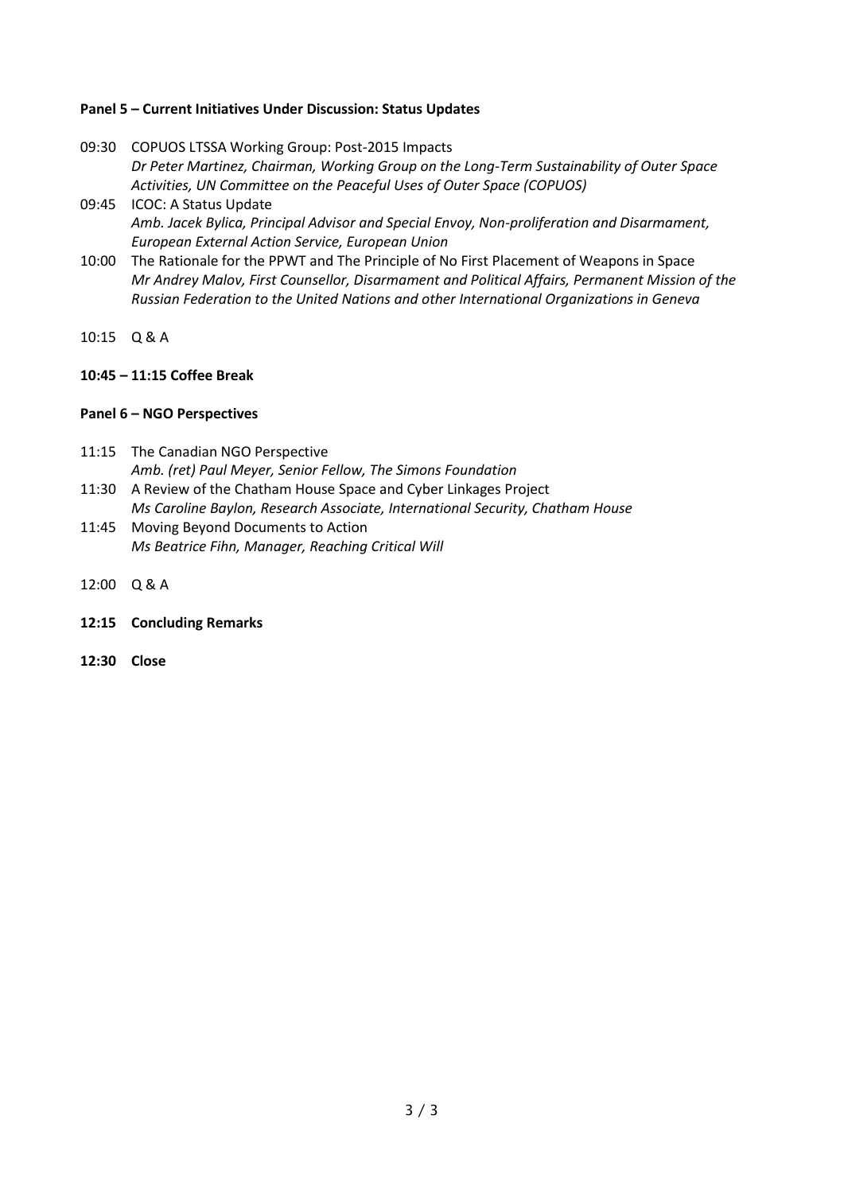**Panel 5 – Current Initiatives Under Discussion: Status Updates**

09:30 COPUOS LTSSA Working Group: Post-2015 Impacts
*Dr Peter Martinez, Chairman, Working Group on the Long-Term Sustainability of Outer Space Activities, UN Committee on the Peaceful Uses of Outer Space (COPUOS)*

09:45 ICOC: A Status Update
*Amb. Jacek Bylica, Principal Advisor and Special Envoy, Non-proliferation and Disarmament, European External Action Service, European Union*

10:00 The Rationale for the PPWT and The Principle of No First Placement of Weapons in Space
*Mr Andrey Malov, First Counsellor, Disarmament and Political Affairs, Permanent Mission of the Russian Federation to the United Nations and other International Organizations in Geneva*

10:15 Q & A

**10:45 – 11:15 Coffee Break**

**Panel 6 – NGO Perspectives**

11:15 The Canadian NGO Perspective
*Amb. (ret) Paul Meyer, Senior Fellow, The Simons Foundation*

11:30 A Review of the Chatham House Space and Cyber Linkages Project
*Ms Caroline Baylon, Research Associate, International Security, Chatham House*

11:45 Moving Beyond Documents to Action
*Ms Beatrice Fihn, Manager, Reaching Critical Will*

12:00 Q & A

**12:15 Concluding Remarks**

**12:30 Close**